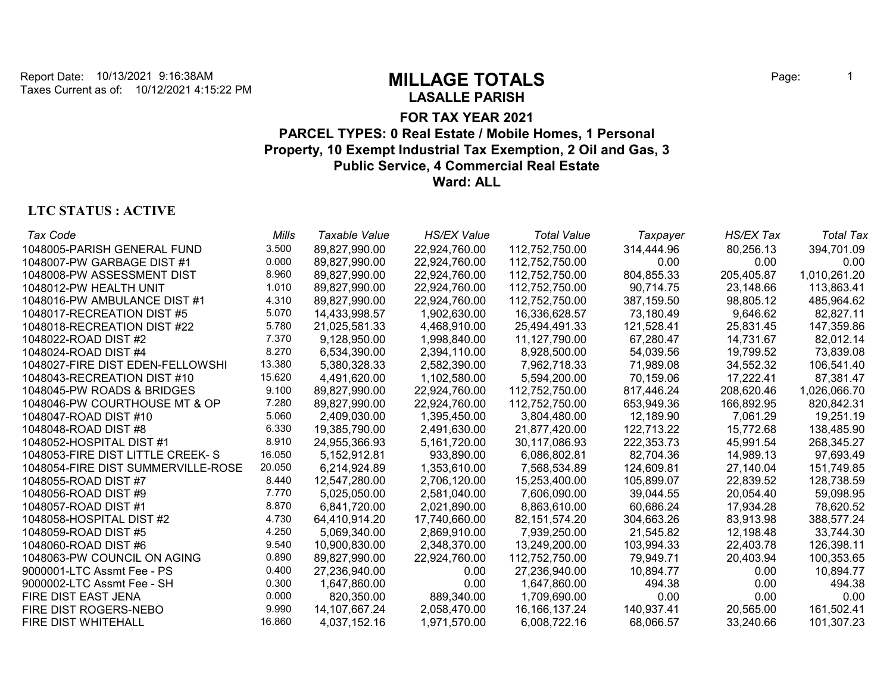Report Date: 10/13/2021 9:16:38AM
Taxes Current as of: 10/12/2021 4:15:22 PM

# MILLAGE TOTALS

## LASALLE PARISH

### FOR TAX YEAR 2021

### PARCEL TYPES: 0 Real Estate / Mobile Homes, 1 Personal Property, 10 Exempt Industrial Tax Exemption, 2 Oil and Gas, 3 Public Service, 4 Commercial Real Estate

### Ward: ALL

**LTC STATUS : ACTIVE**

| *Tax Code* | *Mills* | *Taxable Value* | *HS/EX Value* | *Total Value* | *Taxpayer* | *HS/EX Tax* | *Total Tax* |
|---|---|---|---|---|---|---|---|
| 1048005-PARISH GENERAL FUND | 3.500 | 89,827,990.00 | 22,924,760.00 | 112,752,750.00 | 314,444.96 | 80,256.13 | 394,701.09 |
| 1048007-PW GARBAGE DIST #1 | 0.000 | 89,827,990.00 | 22,924,760.00 | 112,752,750.00 | 0.00 | 0.00 | 0.00 |
| 1048008-PW ASSESSMENT DIST | 8.960 | 89,827,990.00 | 22,924,760.00 | 112,752,750.00 | 804,855.33 | 205,405.87 | 1,010,261.20 |
| 1048012-PW HEALTH UNIT | 1.010 | 89,827,990.00 | 22,924,760.00 | 112,752,750.00 | 90,714.75 | 23,148.66 | 113,863.41 |
| 1048016-PW AMBULANCE DIST #1 | 4.310 | 89,827,990.00 | 22,924,760.00 | 112,752,750.00 | 387,159.50 | 98,805.12 | 485,964.62 |
| 1048017-RECREATION DIST #5 | 5.070 | 14,433,998.57 | 1,902,630.00 | 16,336,628.57 | 73,180.49 | 9,646.62 | 82,827.11 |
| 1048018-RECREATION DIST #22 | 5.780 | 21,025,581.33 | 4,468,910.00 | 25,494,491.33 | 121,528.41 | 25,831.45 | 147,359.86 |
| 1048022-ROAD DIST #2 | 7.370 | 9,128,950.00 | 1,998,840.00 | 11,127,790.00 | 67,280.47 | 14,731.67 | 82,012.14 |
| 1048024-ROAD DIST #4 | 8.270 | 6,534,390.00 | 2,394,110.00 | 8,928,500.00 | 54,039.56 | 19,799.52 | 73,839.08 |
| 1048027-FIRE DIST EDEN-FELLOWSHI | 13.380 | 5,380,328.33 | 2,582,390.00 | 7,962,718.33 | 71,989.08 | 34,552.32 | 106,541.40 |
| 1048043-RECREATION DIST #10 | 15.620 | 4,491,620.00 | 1,102,580.00 | 5,594,200.00 | 70,159.06 | 17,222.41 | 87,381.47 |
| 1048045-PW ROADS & BRIDGES | 9.100 | 89,827,990.00 | 22,924,760.00 | 112,752,750.00 | 817,446.24 | 208,620.46 | 1,026,066.70 |
| 1048046-PW COURTHOUSE MT & OP | 7.280 | 89,827,990.00 | 22,924,760.00 | 112,752,750.00 | 653,949.36 | 166,892.95 | 820,842.31 |
| 1048047-ROAD DIST #10 | 5.060 | 2,409,030.00 | 1,395,450.00 | 3,804,480.00 | 12,189.90 | 7,061.29 | 19,251.19 |
| 1048048-ROAD DIST #8 | 6.330 | 19,385,790.00 | 2,491,630.00 | 21,877,420.00 | 122,713.22 | 15,772.68 | 138,485.90 |
| 1048052-HOSPITAL DIST #1 | 8.910 | 24,955,366.93 | 5,161,720.00 | 30,117,086.93 | 222,353.73 | 45,991.54 | 268,345.27 |
| 1048053-FIRE DIST LITTLE CREEK- S | 16.050 | 5,152,912.81 | 933,890.00 | 6,086,802.81 | 82,704.36 | 14,989.13 | 97,693.49 |
| 1048054-FIRE DIST SUMMERVILLE-ROSE | 20.050 | 6,214,924.89 | 1,353,610.00 | 7,568,534.89 | 124,609.81 | 27,140.04 | 151,749.85 |
| 1048055-ROAD DIST #7 | 8.440 | 12,547,280.00 | 2,706,120.00 | 15,253,400.00 | 105,899.07 | 22,839.52 | 128,738.59 |
| 1048056-ROAD DIST #9 | 7.770 | 5,025,050.00 | 2,581,040.00 | 7,606,090.00 | 39,044.55 | 20,054.40 | 59,098.95 |
| 1048057-ROAD DIST #1 | 8.870 | 6,841,720.00 | 2,021,890.00 | 8,863,610.00 | 60,686.24 | 17,934.28 | 78,620.52 |
| 1048058-HOSPITAL DIST #2 | 4.730 | 64,410,914.20 | 17,740,660.00 | 82,151,574.20 | 304,663.26 | 83,913.98 | 388,577.24 |
| 1048059-ROAD DIST #5 | 4.250 | 5,069,340.00 | 2,869,910.00 | 7,939,250.00 | 21,545.82 | 12,198.48 | 33,744.30 |
| 1048060-ROAD DIST #6 | 9.540 | 10,900,830.00 | 2,348,370.00 | 13,249,200.00 | 103,994.33 | 22,403.78 | 126,398.11 |
| 1048063-PW COUNCIL ON AGING | 0.890 | 89,827,990.00 | 22,924,760.00 | 112,752,750.00 | 79,949.71 | 20,403.94 | 100,353.65 |
| 9000001-LTC Assmt Fee - PS | 0.400 | 27,236,940.00 | 0.00 | 27,236,940.00 | 10,894.77 | 0.00 | 10,894.77 |
| 9000002-LTC Assmt Fee - SH | 0.300 | 1,647,860.00 | 0.00 | 1,647,860.00 | 494.38 | 0.00 | 494.38 |
| FIRE DIST EAST JENA | 0.000 | 820,350.00 | 889,340.00 | 1,709,690.00 | 0.00 | 0.00 | 0.00 |
| FIRE DIST ROGERS-NEBO | 9.990 | 14,107,667.24 | 2,058,470.00 | 16,166,137.24 | 140,937.41 | 20,565.00 | 161,502.41 |
| FIRE DIST WHITEHALL | 16.860 | 4,037,152.16 | 1,971,570.00 | 6,008,722.16 | 68,066.57 | 33,240.66 | 101,307.23 |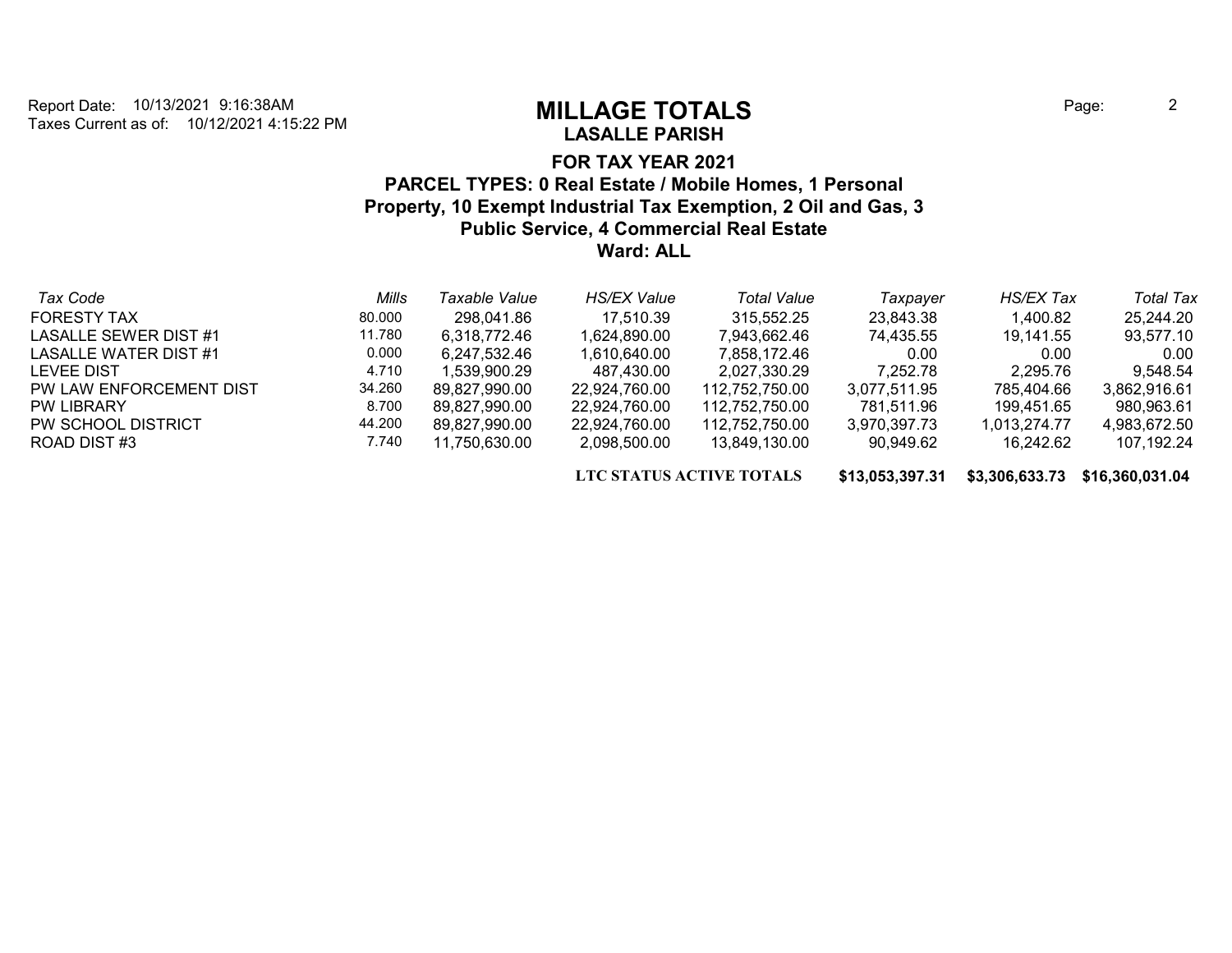Report Date: 10/13/2021 9:16:38AM
Taxes Current as of: 10/12/2021 4:15:22 PM

# MILLAGE TOTALS

## LASALLE PARISH

### FOR TAX YEAR 2021

### PARCEL TYPES: 0 Real Estate / Mobile Homes, 1 Personal Property, 10 Exempt Industrial Tax Exemption, 2 Oil and Gas, 3 Public Service, 4 Commercial Real Estate

### Ward: ALL

| *Tax Code* | *Mills* | *Taxable Value* | *HS/EX Value* | *Total Value* | *Taxpayer* | *HS/EX Tax* | *Total Tax* |
|---|---|---|---|---|---|---|---|
| FORESTY TAX | 80.000 | 298,041.86 | 17,510.39 | 315,552.25 | 23,843.38 | 1,400.82 | 25,244.20 |
| LASALLE SEWER DIST #1 | 11.780 | 6,318,772.46 | 1,624,890.00 | 7,943,662.46 | 74,435.55 | 19,141.55 | 93,577.10 |
| LASALLE WATER DIST #1 | 0.000 | 6,247,532.46 | 1,610,640.00 | 7,858,172.46 | 0.00 | 0.00 | 0.00 |
| LEVEE DIST | 4.710 | 1,539,900.29 | 487,430.00 | 2,027,330.29 | 7,252.78 | 2,295.76 | 9,548.54 |
| PW LAW ENFORCEMENT DIST | 34.260 | 89,827,990.00 | 22,924,760.00 | 112,752,750.00 | 3,077,511.95 | 785,404.66 | 3,862,916.61 |
| PW LIBRARY | 8.700 | 89,827,990.00 | 22,924,760.00 | 112,752,750.00 | 781,511.96 | 199,451.65 | 980,963.61 |
| PW SCHOOL DISTRICT | 44.200 | 89,827,990.00 | 22,924,760.00 | 112,752,750.00 | 3,970,397.73 | 1,013,274.77 | 4,983,672.50 |
| ROAD DIST #3 | 7.740 | 11,750,630.00 | 2,098,500.00 | 13,849,130.00 | 90,949.62 | 16,242.62 | 107,192.24 |
| | | | | **LTC STATUS ACTIVE TOTALS** | **$13,053,397.31** | **$3,306,633.73** | **$16,360,031.04** |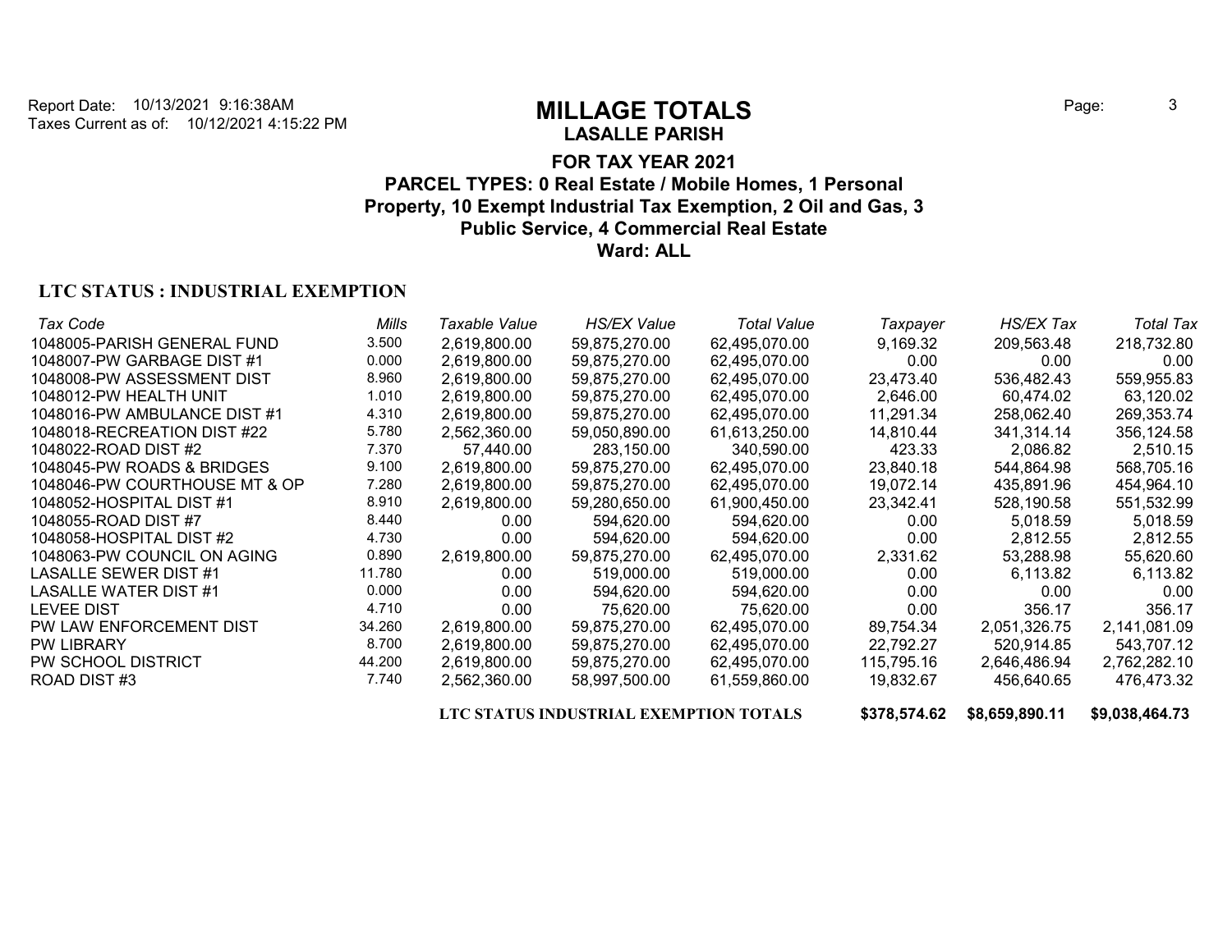Report Date: 10/13/2021 9:16:38AM
Taxes Current as of: 10/12/2021 4:15:22 PM

# MILLAGE TOTALS

## LASALLE PARISH

### FOR TAX YEAR 2021

### PARCEL TYPES: 0 Real Estate / Mobile Homes, 1 Personal Property, 10 Exempt Industrial Tax Exemption, 2 Oil and Gas, 3 Public Service, 4 Commercial Real Estate

### Ward: ALL

**LTC STATUS : INDUSTRIAL EXEMPTION**

| *Tax Code* | *Mills* | *Taxable Value* | *HS/EX Value* | *Total Value* | *Taxpayer* | *HS/EX Tax* | *Total Tax* |
|---|---|---|---|---|---|---|---|
| 1048005-PARISH GENERAL FUND | 3.500 | 2,619,800.00 | 59,875,270.00 | 62,495,070.00 | 9,169.32 | 209,563.48 | 218,732.80 |
| 1048007-PW GARBAGE DIST #1 | 0.000 | 2,619,800.00 | 59,875,270.00 | 62,495,070.00 | 0.00 | 0.00 | 0.00 |
| 1048008-PW ASSESSMENT DIST | 8.960 | 2,619,800.00 | 59,875,270.00 | 62,495,070.00 | 23,473.40 | 536,482.43 | 559,955.83 |
| 1048012-PW HEALTH UNIT | 1.010 | 2,619,800.00 | 59,875,270.00 | 62,495,070.00 | 2,646.00 | 60,474.02 | 63,120.02 |
| 1048016-PW AMBULANCE DIST #1 | 4.310 | 2,619,800.00 | 59,875,270.00 | 62,495,070.00 | 11,291.34 | 258,062.40 | 269,353.74 |
| 1048018-RECREATION DIST #22 | 5.780 | 2,562,360.00 | 59,050,890.00 | 61,613,250.00 | 14,810.44 | 341,314.14 | 356,124.58 |
| 1048022-ROAD DIST #2 | 7.370 | 57,440.00 | 283,150.00 | 340,590.00 | 423.33 | 2,086.82 | 2,510.15 |
| 1048045-PW ROADS & BRIDGES | 9.100 | 2,619,800.00 | 59,875,270.00 | 62,495,070.00 | 23,840.18 | 544,864.98 | 568,705.16 |
| 1048046-PW COURTHOUSE MT & OP | 7.280 | 2,619,800.00 | 59,875,270.00 | 62,495,070.00 | 19,072.14 | 435,891.96 | 454,964.10 |
| 1048052-HOSPITAL DIST #1 | 8.910 | 2,619,800.00 | 59,280,650.00 | 61,900,450.00 | 23,342.41 | 528,190.58 | 551,532.99 |
| 1048055-ROAD DIST #7 | 8.440 | 0.00 | 594,620.00 | 594,620.00 | 0.00 | 5,018.59 | 5,018.59 |
| 1048058-HOSPITAL DIST #2 | 4.730 | 0.00 | 594,620.00 | 594,620.00 | 0.00 | 2,812.55 | 2,812.55 |
| 1048063-PW COUNCIL ON AGING | 0.890 | 2,619,800.00 | 59,875,270.00 | 62,495,070.00 | 2,331.62 | 53,288.98 | 55,620.60 |
| LASALLE SEWER DIST #1 | 11.780 | 0.00 | 519,000.00 | 519,000.00 | 0.00 | 6,113.82 | 6,113.82 |
| LASALLE WATER DIST #1 | 0.000 | 0.00 | 594,620.00 | 594,620.00 | 0.00 | 0.00 | 0.00 |
| LEVEE DIST | 4.710 | 0.00 | 75,620.00 | 75,620.00 | 0.00 | 356.17 | 356.17 |
| PW LAW ENFORCEMENT DIST | 34.260 | 2,619,800.00 | 59,875,270.00 | 62,495,070.00 | 89,754.34 | 2,051,326.75 | 2,141,081.09 |
| PW LIBRARY | 8.700 | 2,619,800.00 | 59,875,270.00 | 62,495,070.00 | 22,792.27 | 520,914.85 | 543,707.12 |
| PW SCHOOL DISTRICT | 44.200 | 2,619,800.00 | 59,875,270.00 | 62,495,070.00 | 115,795.16 | 2,646,486.94 | 2,762,282.10 |
| ROAD DIST #3 | 7.740 | 2,562,360.00 | 58,997,500.00 | 61,559,860.00 | 19,832.67 | 456,640.65 | 476,473.32 |
| **LTC STATUS INDUSTRIAL EXEMPTION TOTALS** | | | | | **$378,574.62** | **$8,659,890.11** | **$9,038,464.73** |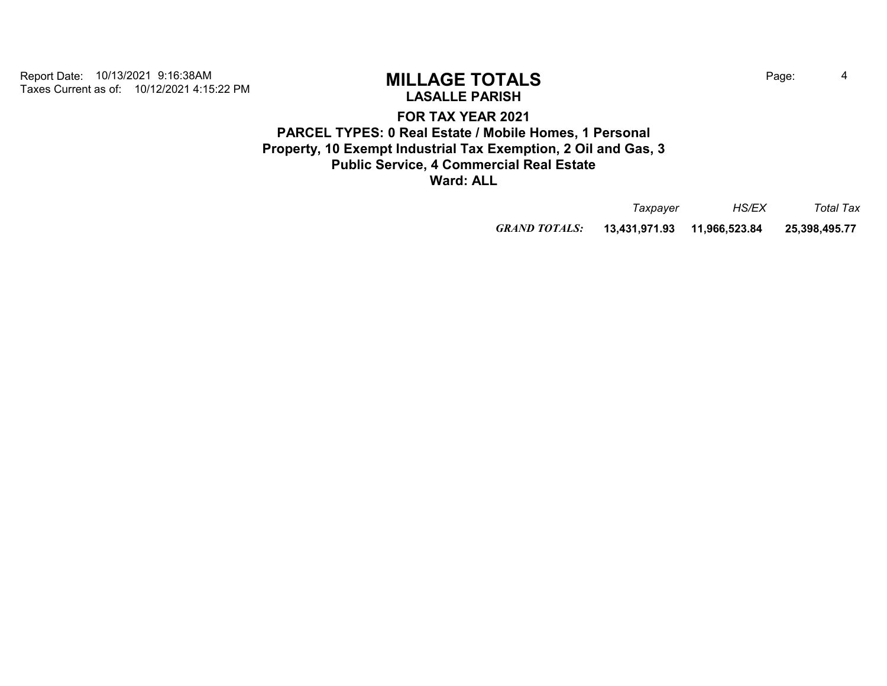Report Date: 10/13/2021 9:16:38AM
Taxes Current as of: 10/12/2021 4:15:22 PM

# MILLAGE TOTALS

## LASALLE PARISH

### FOR TAX YEAR 2021

### PARCEL TYPES: 0 Real Estate / Mobile Homes, 1 Personal Property, 10 Exempt Industrial Tax Exemption, 2 Oil and Gas, 3 Public Service, 4 Commercial Real Estate

### Ward: ALL

| | *Taxpayer* | *HS/EX* | *Total Tax* |
|---|---|---|---|
| ***GRAND TOTALS:*** | **13,431,971.93** | **11,966,523.84** | **25,398,495.77** |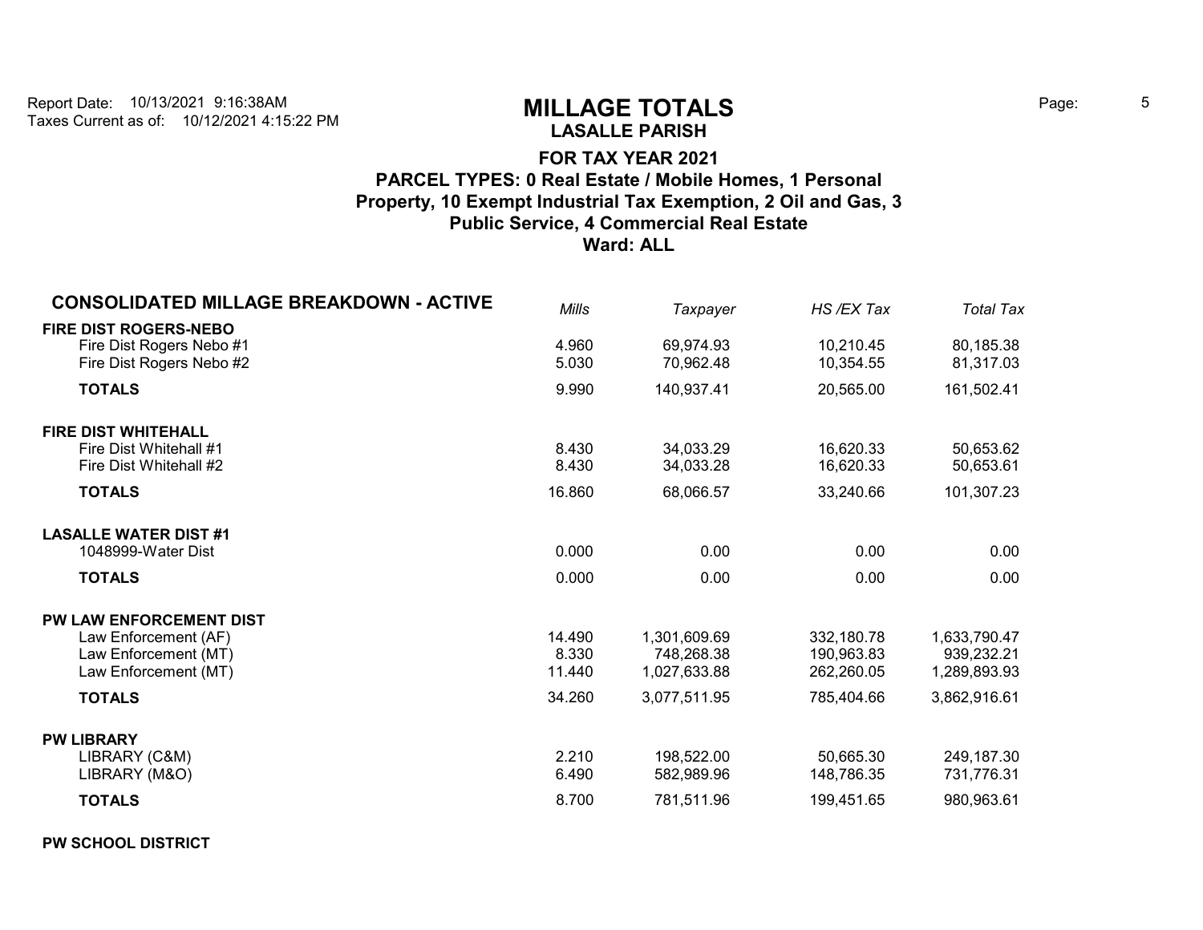Report Date: 10/13/2021 9:16:38AM
Taxes Current as of: 10/12/2021 4:15:22 PM

# MILLAGE TOTALS

## LASALLE PARISH

### FOR TAX YEAR 2021

### PARCEL TYPES: 0 Real Estate / Mobile Homes, 1 Personal Property, 10 Exempt Industrial Tax Exemption, 2 Oil and Gas, 3 Public Service, 4 Commercial Real Estate

### Ward: ALL

| CONSOLIDATED MILLAGE BREAKDOWN - ACTIVE | *Mills* | *Taxpayer* | *HS /EX Tax* | *Total Tax* |
|---|---|---|---|---|
| **FIRE DIST ROGERS-NEBO** | | | | |
| Fire Dist Rogers Nebo #1 | 4.960 | 69,974.93 | 10,210.45 | 80,185.38 |
| Fire Dist Rogers Nebo #2 | 5.030 | 70,962.48 | 10,354.55 | 81,317.03 |
| **TOTALS** | 9.990 | 140,937.41 | 20,565.00 | 161,502.41 |
| **FIRE DIST WHITEHALL** | | | | |
| Fire Dist Whitehall #1 | 8.430 | 34,033.29 | 16,620.33 | 50,653.62 |
| Fire Dist Whitehall #2 | 8.430 | 34,033.28 | 16,620.33 | 50,653.61 |
| **TOTALS** | 16.860 | 68,066.57 | 33,240.66 | 101,307.23 |
| **LASALLE WATER DIST #1** | | | | |
| 1048999-Water Dist | 0.000 | 0.00 | 0.00 | 0.00 |
| **TOTALS** | 0.000 | 0.00 | 0.00 | 0.00 |
| **PW LAW ENFORCEMENT DIST** | | | | |
| Law Enforcement (AF) | 14.490 | 1,301,609.69 | 332,180.78 | 1,633,790.47 |
| Law Enforcement (MT) | 8.330 | 748,268.38 | 190,963.83 | 939,232.21 |
| Law Enforcement (MT) | 11.440 | 1,027,633.88 | 262,260.05 | 1,289,893.93 |
| **TOTALS** | 34.260 | 3,077,511.95 | 785,404.66 | 3,862,916.61 |
| **PW LIBRARY** | | | | |
| LIBRARY (C&M) | 2.210 | 198,522.00 | 50,665.30 | 249,187.30 |
| LIBRARY (M&O) | 6.490 | 582,989.96 | 148,786.35 | 731,776.31 |
| **TOTALS** | 8.700 | 781,511.96 | 199,451.65 | 980,963.61 |
| **PW SCHOOL DISTRICT** | | | | |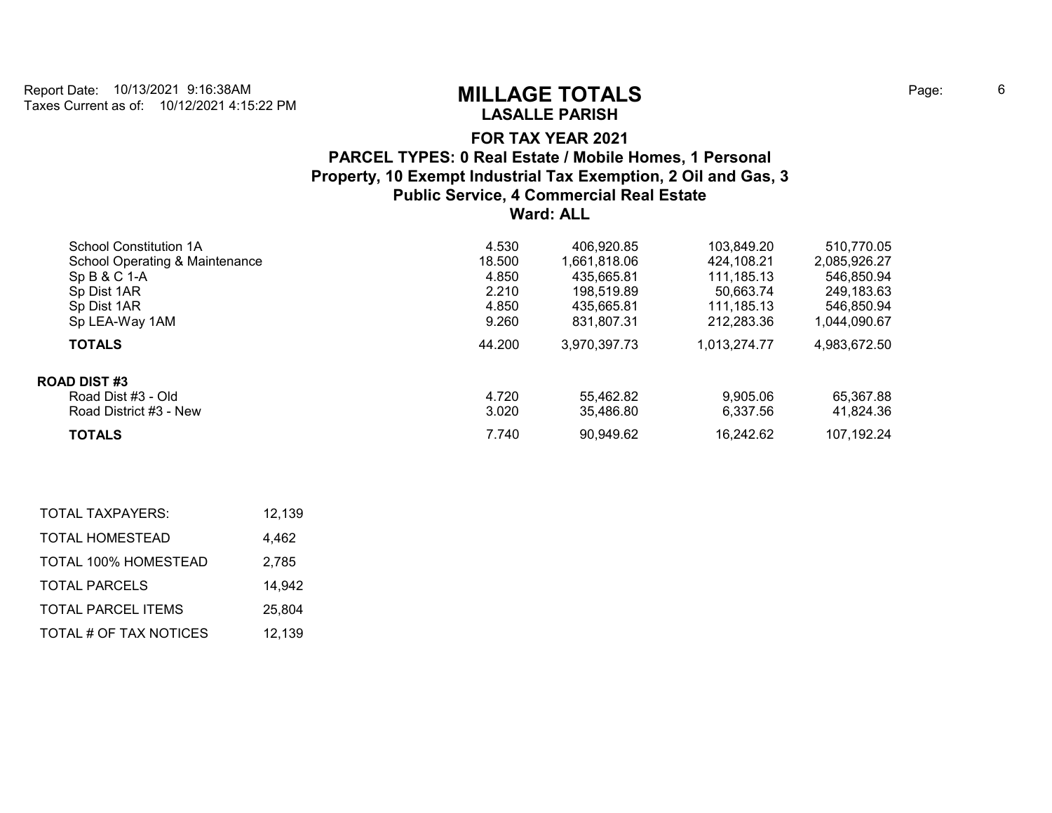# MILLAGE TOTALS

## LASALLE PARISH

### FOR TAX YEAR 2021

### PARCEL TYPES: 0 Real Estate / Mobile Homes, 1 Personal Property, 10 Exempt Industrial Tax Exemption, 2 Oil and Gas, 3 Public Service, 4 Commercial Real Estate

### Ward: ALL

Report Date: 10/13/2021 9:16:38AM
Taxes Current as of: 10/12/2021 4:15:22 PM

| | | | | |
|---|---|---|---|---|
| School Constitution 1A | 4.530 | 406,920.85 | 103,849.20 | 510,770.05 |
| School Operating & Maintenance | 18.500 | 1,661,818.06 | 424,108.21 | 2,085,926.27 |
| Sp B & C 1-A | 4.850 | 435,665.81 | 111,185.13 | 546,850.94 |
| Sp Dist 1AR | 2.210 | 198,519.89 | 50,663.74 | 249,183.63 |
| Sp Dist 1AR | 4.850 | 435,665.81 | 111,185.13 | 546,850.94 |
| Sp LEA-Way 1AM | 9.260 | 831,807.31 | 212,283.36 | 1,044,090.67 |
| **TOTALS** | 44.200 | 3,970,397.73 | 1,013,274.77 | 4,983,672.50 |
| **ROAD DIST #3** | | | | |
| Road Dist #3 - Old | 4.720 | 55,462.82 | 9,905.06 | 65,367.88 |
| Road District #3 - New | 3.020 | 35,486.80 | 6,337.56 | 41,824.36 |
| **TOTALS** | 7.740 | 90,949.62 | 16,242.62 | 107,192.24 |

| | |
|---|---|
| TOTAL TAXPAYERS: | 12,139 |
| TOTAL HOMESTEAD | 4,462 |
| TOTAL 100% HOMESTEAD | 2,785 |
| TOTAL PARCELS | 14,942 |
| TOTAL PARCEL ITEMS | 25,804 |
| TOTAL # OF TAX NOTICES | 12,139 |